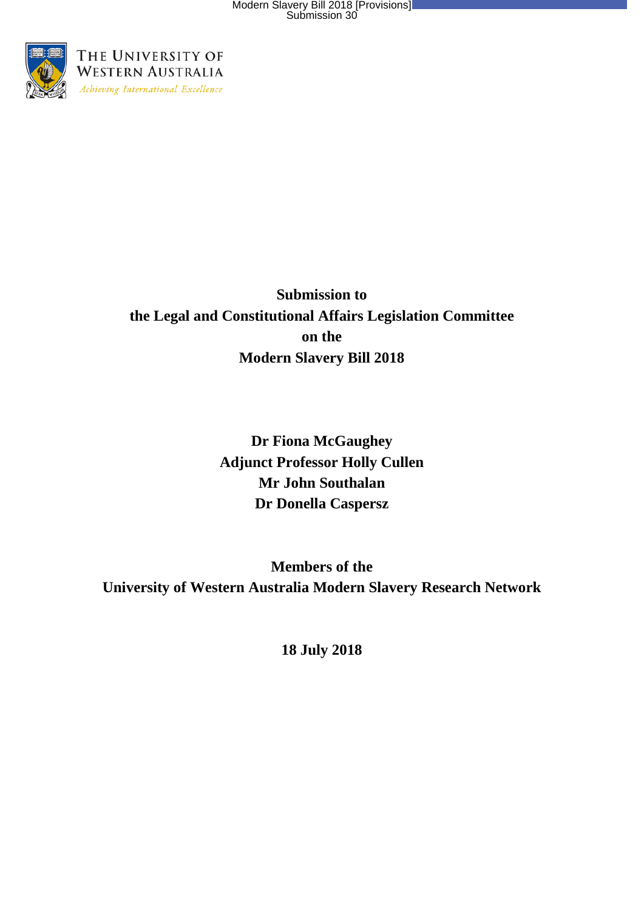The University of Western Australia

*Achieving International Excellence*

**Submission to**
**the Legal and Constitutional Affairs Legislation Committee**
**on the**
**Modern Slavery Bill 2018**

**Dr Fiona McGaughey**
**Adjunct Professor Holly Cullen**
**Mr John Southalan**
**Dr Donella Caspersz**

**Members of the**
**University of Western Australia Modern Slavery Research Network**

**18 July 2018**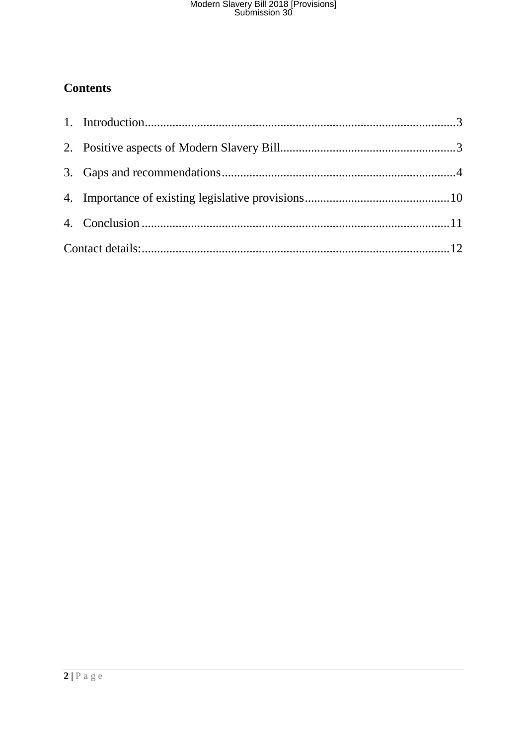**Contents**

1. Introduction....................................................................................................3
2. Positive aspects of Modern Slavery Bill.........................................................3
3. Gaps and recommendations............................................................................4
4. Importance of existing legislative provisions...............................................10
4. Conclusion ...................................................................................................11

Contact details:...................................................................................................12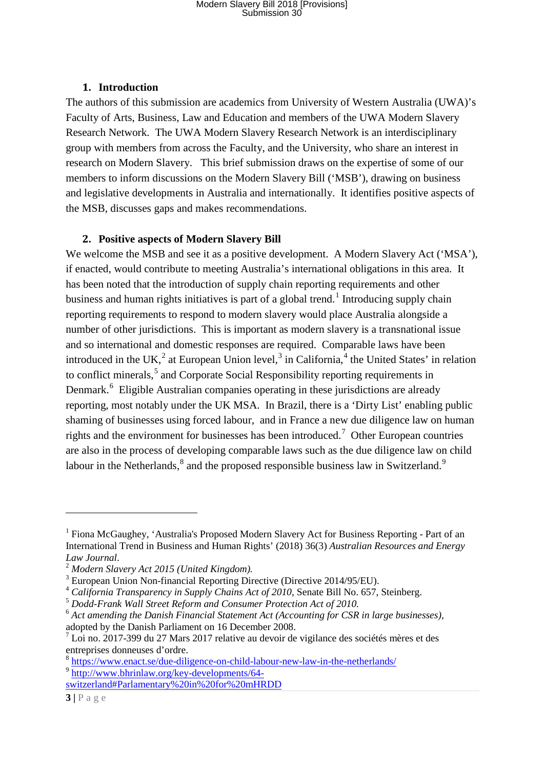## 1. Introduction

The authors of this submission are academics from University of Western Australia (UWA)'s Faculty of Arts, Business, Law and Education and members of the UWA Modern Slavery Research Network. The UWA Modern Slavery Research Network is an interdisciplinary group with members from across the Faculty, and the University, who share an interest in research on Modern Slavery. This brief submission draws on the expertise of some of our members to inform discussions on the Modern Slavery Bill ('MSB'), drawing on business and legislative developments in Australia and internationally. It identifies positive aspects of the MSB, discusses gaps and makes recommendations.

## 2. Positive aspects of Modern Slavery Bill

We welcome the MSB and see it as a positive development. A Modern Slavery Act ('MSA'), if enacted, would contribute to meeting Australia's international obligations in this area. It has been noted that the introduction of supply chain reporting requirements and other business and human rights initiatives is part of a global trend.[1] Introducing supply chain reporting requirements to respond to modern slavery would place Australia alongside a number of other jurisdictions. This is important as modern slavery is a transnational issue and so international and domestic responses are required. Comparable laws have been introduced in the UK,[2] at European Union level,[3] in California,[4] the United States' in relation to conflict minerals,[5] and Corporate Social Responsibility reporting requirements in Denmark.[6] Eligible Australian companies operating in these jurisdictions are already reporting, most notably under the UK MSA. In Brazil, there is a 'Dirty List' enabling public shaming of businesses using forced labour, and in France a new due diligence law on human rights and the environment for businesses has been introduced.[7] Other European countries are also in the process of developing comparable laws such as the due diligence law on child labour in the Netherlands,[8] and the proposed responsible business law in Switzerland.[9]

---

[1] Fiona McGaughey, 'Australia's Proposed Modern Slavery Act for Business Reporting - Part of an International Trend in Business and Human Rights' (2018) 36(3) *Australian Resources and Energy Law Journal*.

[2] *Modern Slavery Act 2015 (United Kingdom).*

[3] European Union Non-financial Reporting Directive (Directive 2014/95/EU).

[4] *California Transparency in Supply Chains Act of 2010*, Senate Bill No. 657, Steinberg.

[5] *Dodd-Frank Wall Street Reform and Consumer Protection Act of 2010.*

[6] *Act amending the Danish Financial Statement Act (Accounting for CSR in large businesses)*, adopted by the Danish Parliament on 16 December 2008.

[7] Loi no. 2017-399 du 27 Mars 2017 relative au devoir de vigilance des sociétés mères et des entreprises donneuses d'ordre.

[8] https://www.enact.se/due-diligence-on-child-labour-new-law-in-the-netherlands/

[9] http://www.bhrinlaw.org/key-developments/64-switzerland#Parlamentary%20in%20for%20mHRDD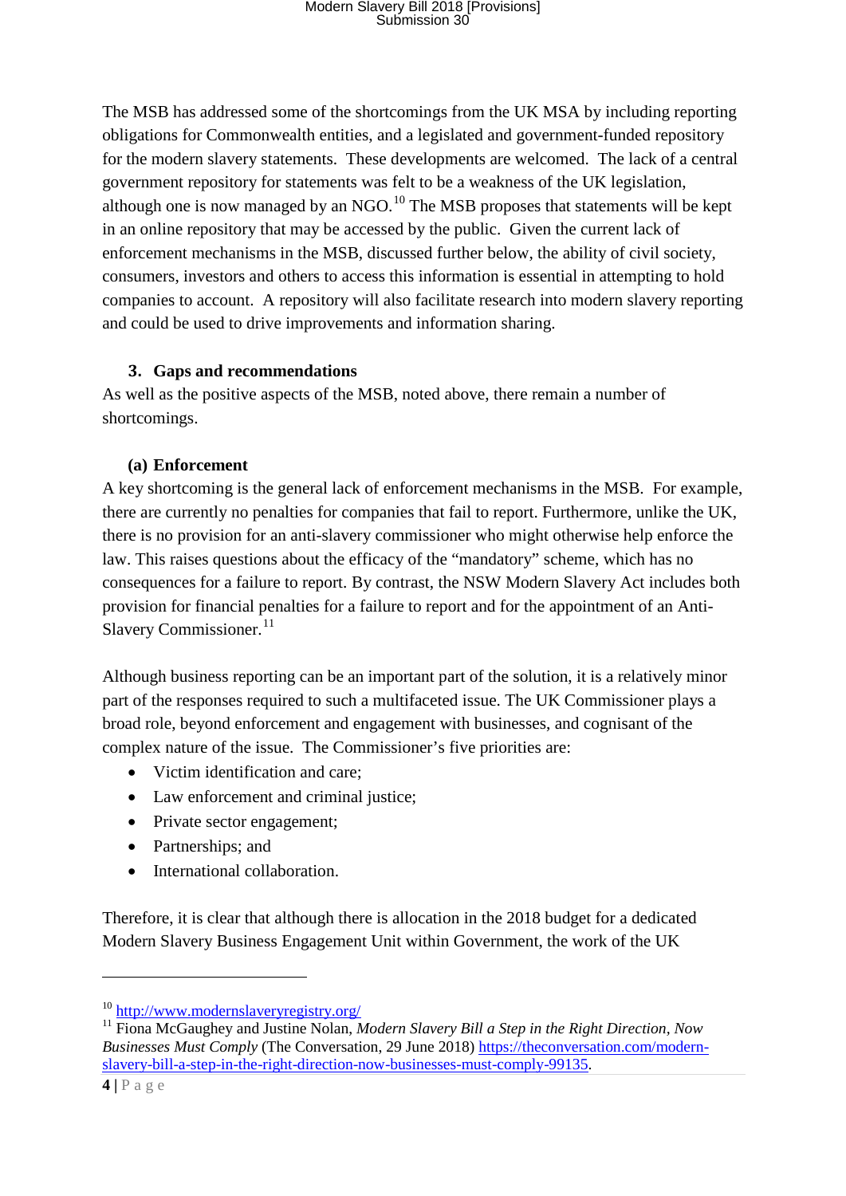The MSB has addressed some of the shortcomings from the UK MSA by including reporting obligations for Commonwealth entities, and a legislated and government-funded repository for the modern slavery statements. These developments are welcomed. The lack of a central government repository for statements was felt to be a weakness of the UK legislation, although one is now managed by an NGO.[10] The MSB proposes that statements will be kept in an online repository that may be accessed by the public. Given the current lack of enforcement mechanisms in the MSB, discussed further below, the ability of civil society, consumers, investors and others to access this information is essential in attempting to hold companies to account. A repository will also facilitate research into modern slavery reporting and could be used to drive improvements and information sharing.

## 3. Gaps and recommendations

As well as the positive aspects of the MSB, noted above, there remain a number of shortcomings.

### (a) Enforcement

A key shortcoming is the general lack of enforcement mechanisms in the MSB. For example, there are currently no penalties for companies that fail to report. Furthermore, unlike the UK, there is no provision for an anti-slavery commissioner who might otherwise help enforce the law. This raises questions about the efficacy of the "mandatory" scheme, which has no consequences for a failure to report. By contrast, the NSW Modern Slavery Act includes both provision for financial penalties for a failure to report and for the appointment of an Anti-Slavery Commissioner.[11]

Although business reporting can be an important part of the solution, it is a relatively minor part of the responses required to such a multifaceted issue. The UK Commissioner plays a broad role, beyond enforcement and engagement with businesses, and cognisant of the complex nature of the issue. The Commissioner's five priorities are:

- Victim identification and care;
- Law enforcement and criminal justice;
- Private sector engagement;
- Partnerships; and
- International collaboration.

Therefore, it is clear that although there is allocation in the 2018 budget for a dedicated Modern Slavery Business Engagement Unit within Government, the work of the UK

---

[10] http://www.modernslaveryregistry.org/

[11] Fiona McGaughey and Justine Nolan, *Modern Slavery Bill a Step in the Right Direction, Now Businesses Must Comply* (The Conversation, 29 June 2018) https://theconversation.com/modern-slavery-bill-a-step-in-the-right-direction-now-businesses-must-comply-99135.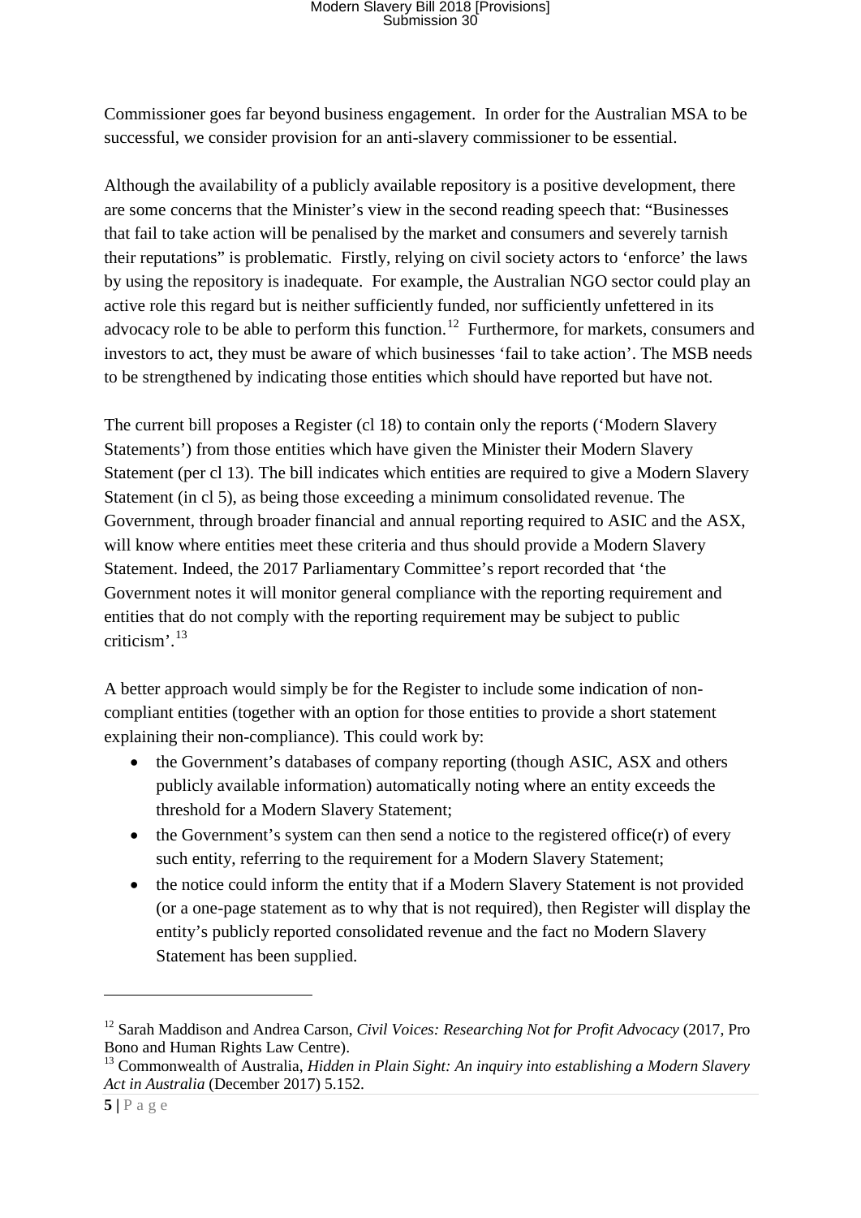Commissioner goes far beyond business engagement. In order for the Australian MSA to be successful, we consider provision for an anti-slavery commissioner to be essential.

Although the availability of a publicly available repository is a positive development, there are some concerns that the Minister's view in the second reading speech that: "Businesses that fail to take action will be penalised by the market and consumers and severely tarnish their reputations" is problematic. Firstly, relying on civil society actors to 'enforce' the laws by using the repository is inadequate. For example, the Australian NGO sector could play an active role this regard but is neither sufficiently funded, nor sufficiently unfettered in its advocacy role to be able to perform this function.[12] Furthermore, for markets, consumers and investors to act, they must be aware of which businesses 'fail to take action'. The MSB needs to be strengthened by indicating those entities which should have reported but have not.

The current bill proposes a Register (cl 18) to contain only the reports ('Modern Slavery Statements') from those entities which have given the Minister their Modern Slavery Statement (per cl 13). The bill indicates which entities are required to give a Modern Slavery Statement (in cl 5), as being those exceeding a minimum consolidated revenue. The Government, through broader financial and annual reporting required to ASIC and the ASX, will know where entities meet these criteria and thus should provide a Modern Slavery Statement. Indeed, the 2017 Parliamentary Committee's report recorded that 'the Government notes it will monitor general compliance with the reporting requirement and entities that do not comply with the reporting requirement may be subject to public criticism'.[13]

A better approach would simply be for the Register to include some indication of non-compliant entities (together with an option for those entities to provide a short statement explaining their non-compliance). This could work by:

- the Government's databases of company reporting (though ASIC, ASX and others publicly available information) automatically noting where an entity exceeds the threshold for a Modern Slavery Statement;
- the Government's system can then send a notice to the registered office(r) of every such entity, referring to the requirement for a Modern Slavery Statement;
- the notice could inform the entity that if a Modern Slavery Statement is not provided (or a one-page statement as to why that is not required), then Register will display the entity's publicly reported consolidated revenue and the fact no Modern Slavery Statement has been supplied.

---

[12] Sarah Maddison and Andrea Carson, *Civil Voices: Researching Not for Profit Advocacy* (2017, Pro Bono and Human Rights Law Centre).

[13] Commonwealth of Australia, *Hidden in Plain Sight: An inquiry into establishing a Modern Slavery Act in Australia* (December 2017) 5.152.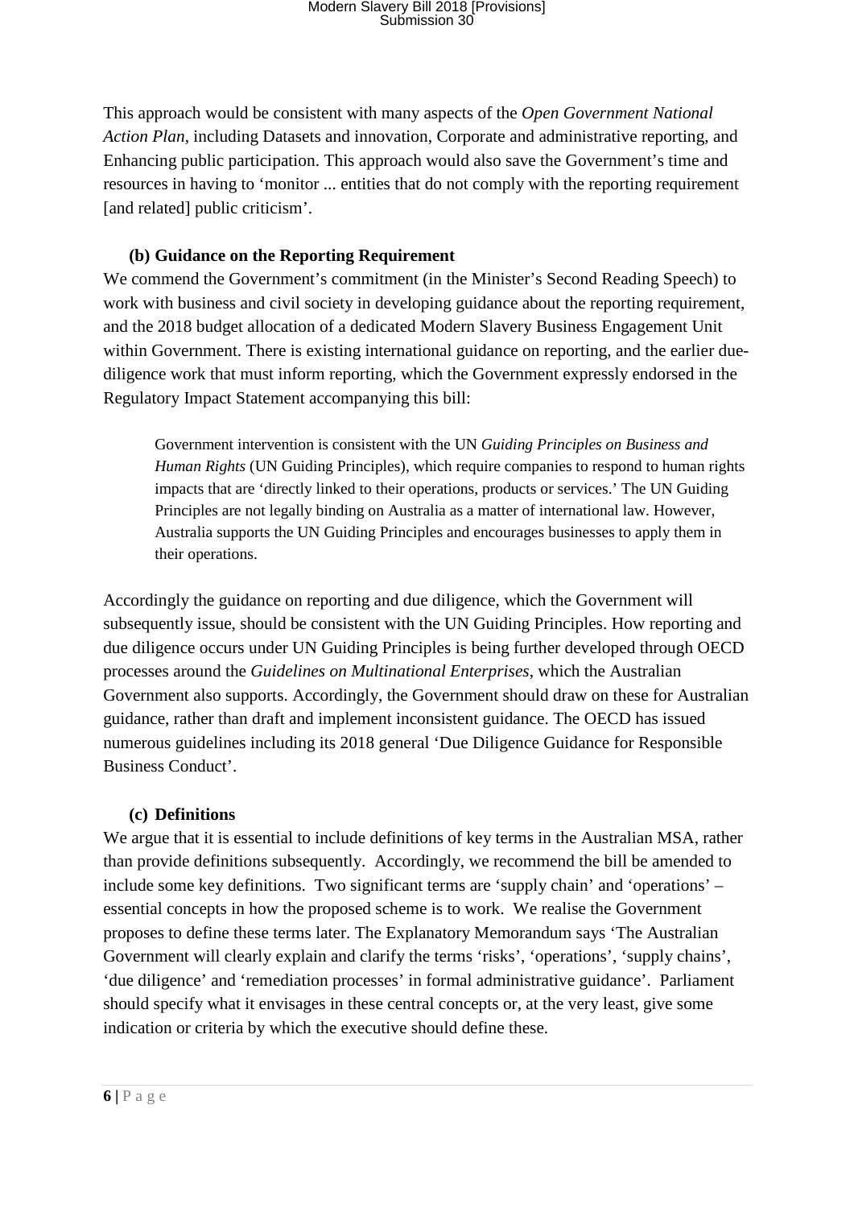This approach would be consistent with many aspects of the *Open Government National Action Plan*, including Datasets and innovation, Corporate and administrative reporting, and Enhancing public participation. This approach would also save the Government's time and resources in having to 'monitor ... entities that do not comply with the reporting requirement [and related] public criticism'.

### (b) Guidance on the Reporting Requirement

We commend the Government's commitment (in the Minister's Second Reading Speech) to work with business and civil society in developing guidance about the reporting requirement, and the 2018 budget allocation of a dedicated Modern Slavery Business Engagement Unit within Government. There is existing international guidance on reporting, and the earlier due-diligence work that must inform reporting, which the Government expressly endorsed in the Regulatory Impact Statement accompanying this bill:

> Government intervention is consistent with the UN *Guiding Principles on Business and Human Rights* (UN Guiding Principles), which require companies to respond to human rights impacts that are 'directly linked to their operations, products or services.' The UN Guiding Principles are not legally binding on Australia as a matter of international law. However, Australia supports the UN Guiding Principles and encourages businesses to apply them in their operations.

Accordingly the guidance on reporting and due diligence, which the Government will subsequently issue, should be consistent with the UN Guiding Principles. How reporting and due diligence occurs under UN Guiding Principles is being further developed through OECD processes around the *Guidelines on Multinational Enterprises*, which the Australian Government also supports. Accordingly, the Government should draw on these for Australian guidance, rather than draft and implement inconsistent guidance. The OECD has issued numerous guidelines including its 2018 general 'Due Diligence Guidance for Responsible Business Conduct'.

### (c) Definitions

We argue that it is essential to include definitions of key terms in the Australian MSA, rather than provide definitions subsequently. Accordingly, we recommend the bill be amended to include some key definitions. Two significant terms are 'supply chain' and 'operations' – essential concepts in how the proposed scheme is to work. We realise the Government proposes to define these terms later. The Explanatory Memorandum says 'The Australian Government will clearly explain and clarify the terms 'risks', 'operations', 'supply chains', 'due diligence' and 'remediation processes' in formal administrative guidance'. Parliament should specify what it envisages in these central concepts or, at the very least, give some indication or criteria by which the executive should define these.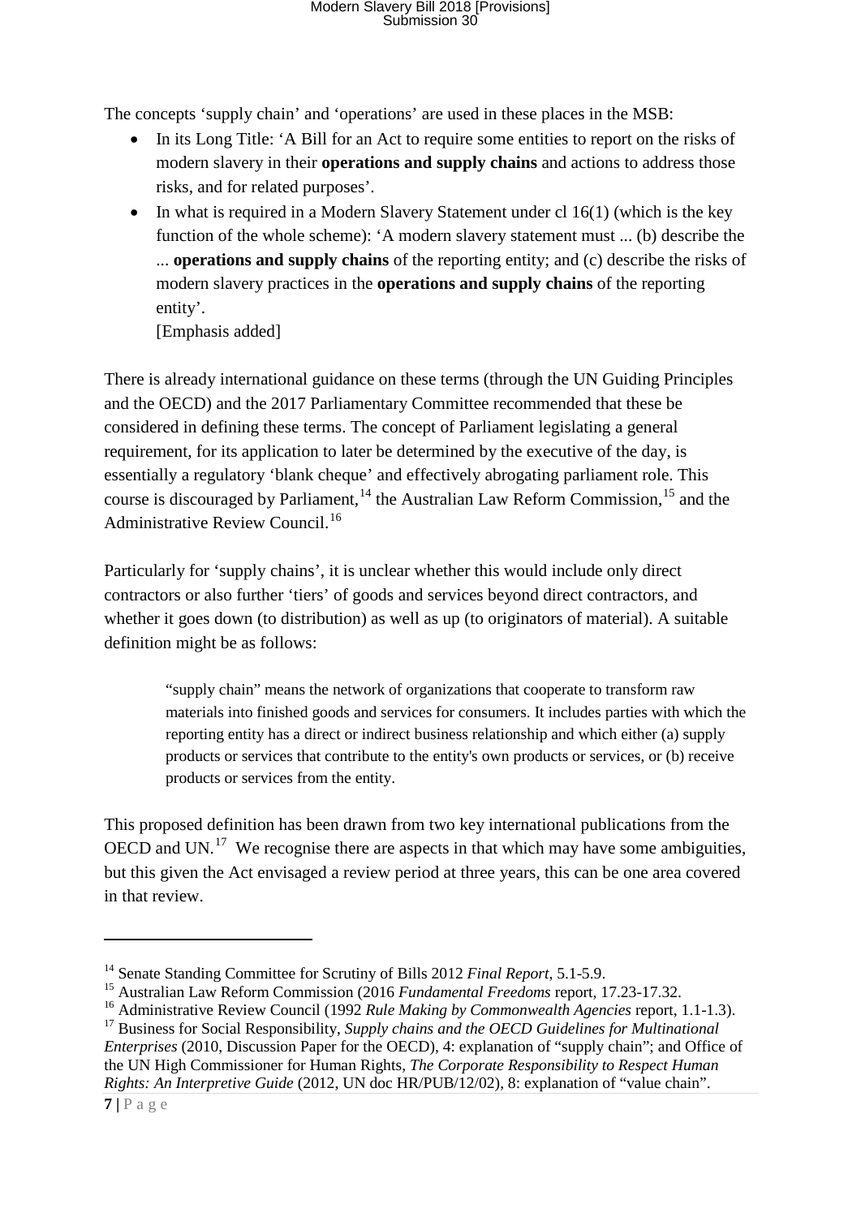The concepts 'supply chain' and 'operations' are used in these places in the MSB:

- In its Long Title: 'A Bill for an Act to require some entities to report on the risks of modern slavery in their **operations and supply chains** and actions to address those risks, and for related purposes'.
- In what is required in a Modern Slavery Statement under cl 16(1) (which is the key function of the whole scheme): 'A modern slavery statement must ... (b) describe the ... **operations and supply chains** of the reporting entity; and (c) describe the risks of modern slavery practices in the **operations and supply chains** of the reporting entity'.
  [Emphasis added]

There is already international guidance on these terms (through the UN Guiding Principles and the OECD) and the 2017 Parliamentary Committee recommended that these be considered in defining these terms. The concept of Parliament legislating a general requirement, for its application to later be determined by the executive of the day, is essentially a regulatory 'blank cheque' and effectively abrogating parliament role. This course is discouraged by Parliament,[14] the Australian Law Reform Commission,[15] and the Administrative Review Council.[16]

Particularly for 'supply chains', it is unclear whether this would include only direct contractors or also further 'tiers' of goods and services beyond direct contractors, and whether it goes down (to distribution) as well as up (to originators of material). A suitable definition might be as follows:

> "supply chain" means the network of organizations that cooperate to transform raw materials into finished goods and services for consumers. It includes parties with which the reporting entity has a direct or indirect business relationship and which either (a) supply products or services that contribute to the entity's own products or services, or (b) receive products or services from the entity.

This proposed definition has been drawn from two key international publications from the OECD and UN.[17] We recognise there are aspects in that which may have some ambiguities, but this given the Act envisaged a review period at three years, this can be one area covered in that review.

---

[14] Senate Standing Committee for Scrutiny of Bills 2012 *Final Report*, 5.1-5.9.

[15] Australian Law Reform Commission (2016 *Fundamental Freedoms* report, 17.23-17.32.

[16] Administrative Review Council (1992 *Rule Making by Commonwealth Agencies* report, 1.1-1.3).

[17] Business for Social Responsibility, *Supply chains and the OECD Guidelines for Multinational Enterprises* (2010, Discussion Paper for the OECD), 4: explanation of "supply chain"; and Office of the UN High Commissioner for Human Rights, *The Corporate Responsibility to Respect Human Rights: An Interpretive Guide* (2012, UN doc HR/PUB/12/02), 8: explanation of "value chain".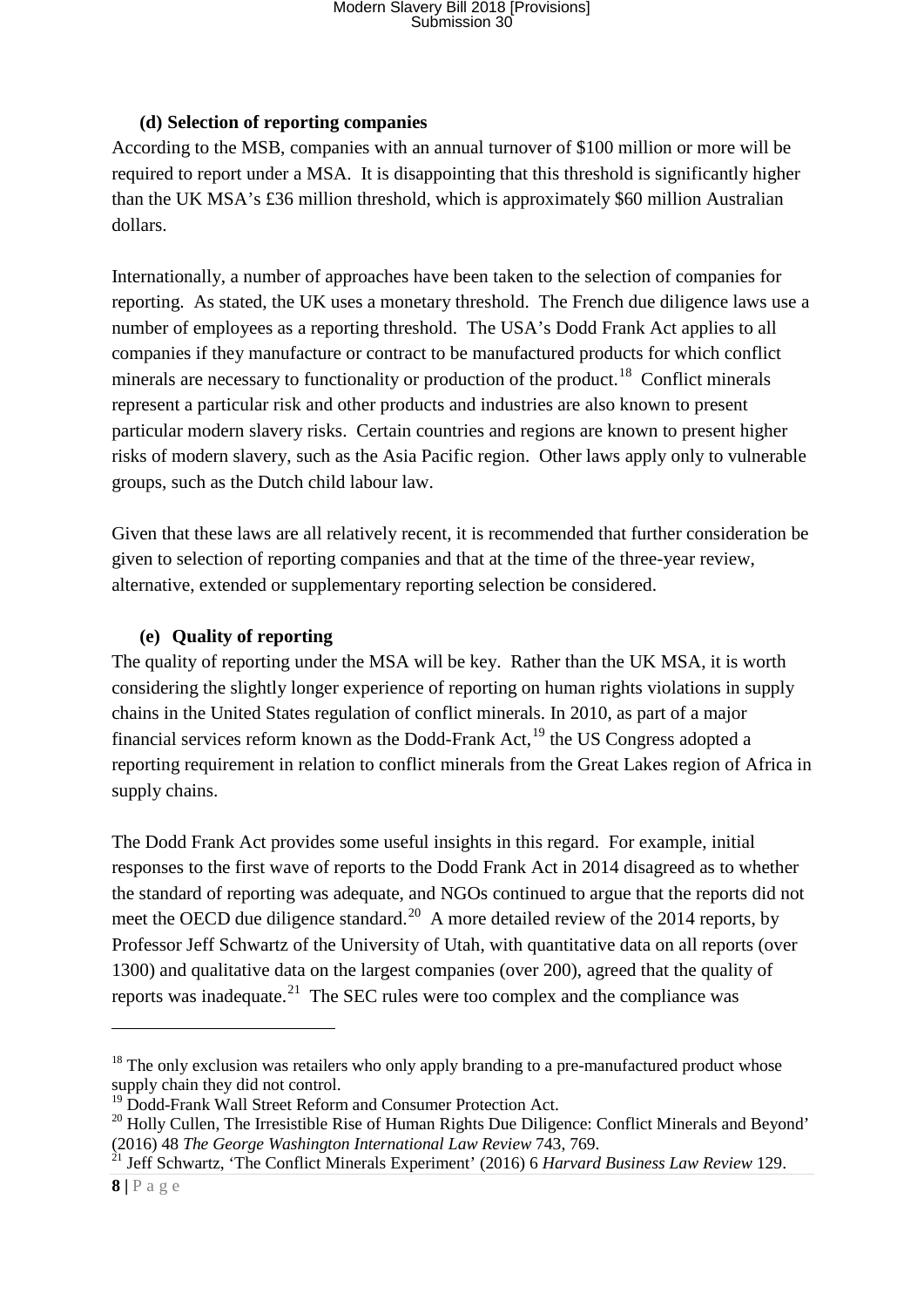### (d) Selection of reporting companies

According to the MSB, companies with an annual turnover of $100 million or more will be required to report under a MSA. It is disappointing that this threshold is significantly higher than the UK MSA's £36 million threshold, which is approximately $60 million Australian dollars.

Internationally, a number of approaches have been taken to the selection of companies for reporting. As stated, the UK uses a monetary threshold. The French due diligence laws use a number of employees as a reporting threshold. The USA's Dodd Frank Act applies to all companies if they manufacture or contract to be manufactured products for which conflict minerals are necessary to functionality or production of the product.[18] Conflict minerals represent a particular risk and other products and industries are also known to present particular modern slavery risks. Certain countries and regions are known to present higher risks of modern slavery, such as the Asia Pacific region. Other laws apply only to vulnerable groups, such as the Dutch child labour law.

Given that these laws are all relatively recent, it is recommended that further consideration be given to selection of reporting companies and that at the time of the three-year review, alternative, extended or supplementary reporting selection be considered.

### (e) Quality of reporting

The quality of reporting under the MSA will be key. Rather than the UK MSA, it is worth considering the slightly longer experience of reporting on human rights violations in supply chains in the United States regulation of conflict minerals. In 2010, as part of a major financial services reform known as the Dodd-Frank Act,[19] the US Congress adopted a reporting requirement in relation to conflict minerals from the Great Lakes region of Africa in supply chains.

The Dodd Frank Act provides some useful insights in this regard. For example, initial responses to the first wave of reports to the Dodd Frank Act in 2014 disagreed as to whether the standard of reporting was adequate, and NGOs continued to argue that the reports did not meet the OECD due diligence standard.[20] A more detailed review of the 2014 reports, by Professor Jeff Schwartz of the University of Utah, with quantitative data on all reports (over 1300) and qualitative data on the largest companies (over 200), agreed that the quality of reports was inadequate.[21] The SEC rules were too complex and the compliance was

---

[18] The only exclusion was retailers who only apply branding to a pre-manufactured product whose supply chain they did not control.

[19] Dodd-Frank Wall Street Reform and Consumer Protection Act.

[20] Holly Cullen, The Irresistible Rise of Human Rights Due Diligence: Conflict Minerals and Beyond' (2016) 48 *The George Washington International Law Review* 743, 769.

[21] Jeff Schwartz, 'The Conflict Minerals Experiment' (2016) 6 *Harvard Business Law Review* 129.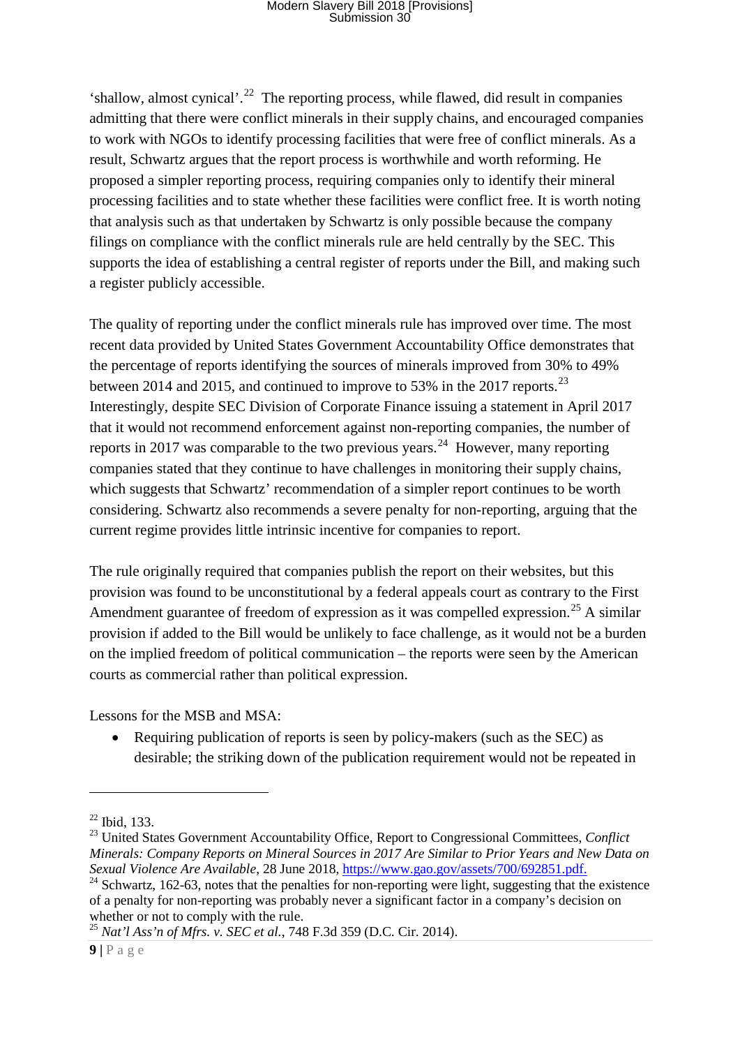'shallow, almost cynical'.[22] The reporting process, while flawed, did result in companies admitting that there were conflict minerals in their supply chains, and encouraged companies to work with NGOs to identify processing facilities that were free of conflict minerals. As a result, Schwartz argues that the report process is worthwhile and worth reforming. He proposed a simpler reporting process, requiring companies only to identify their mineral processing facilities and to state whether these facilities were conflict free. It is worth noting that analysis such as that undertaken by Schwartz is only possible because the company filings on compliance with the conflict minerals rule are held centrally by the SEC. This supports the idea of establishing a central register of reports under the Bill, and making such a register publicly accessible.

The quality of reporting under the conflict minerals rule has improved over time. The most recent data provided by United States Government Accountability Office demonstrates that the percentage of reports identifying the sources of minerals improved from 30% to 49% between 2014 and 2015, and continued to improve to 53% in the 2017 reports.[23] Interestingly, despite SEC Division of Corporate Finance issuing a statement in April 2017 that it would not recommend enforcement against non-reporting companies, the number of reports in 2017 was comparable to the two previous years.[24] However, many reporting companies stated that they continue to have challenges in monitoring their supply chains, which suggests that Schwartz' recommendation of a simpler report continues to be worth considering. Schwartz also recommends a severe penalty for non-reporting, arguing that the current regime provides little intrinsic incentive for companies to report.

The rule originally required that companies publish the report on their websites, but this provision was found to be unconstitutional by a federal appeals court as contrary to the First Amendment guarantee of freedom of expression as it was compelled expression.[25] A similar provision if added to the Bill would be unlikely to face challenge, as it would not be a burden on the implied freedom of political communication – the reports were seen by the American courts as commercial rather than political expression.

Lessons for the MSB and MSA:

- Requiring publication of reports is seen by policy-makers (such as the SEC) as desirable; the striking down of the publication requirement would not be repeated in

---

[22] Ibid, 133.

[23] United States Government Accountability Office, Report to Congressional Committees, *Conflict Minerals: Company Reports on Mineral Sources in 2017 Are Similar to Prior Years and New Data on Sexual Violence Are Available*, 28 June 2018, https://www.gao.gov/assets/700/692851.pdf.

[24] Schwartz, 162-63, notes that the penalties for non-reporting were light, suggesting that the existence of a penalty for non-reporting was probably never a significant factor in a company's decision on whether or not to comply with the rule.

[25] *Nat'l Ass'n of Mfrs. v. SEC et al.*, 748 F.3d 359 (D.C. Cir. 2014).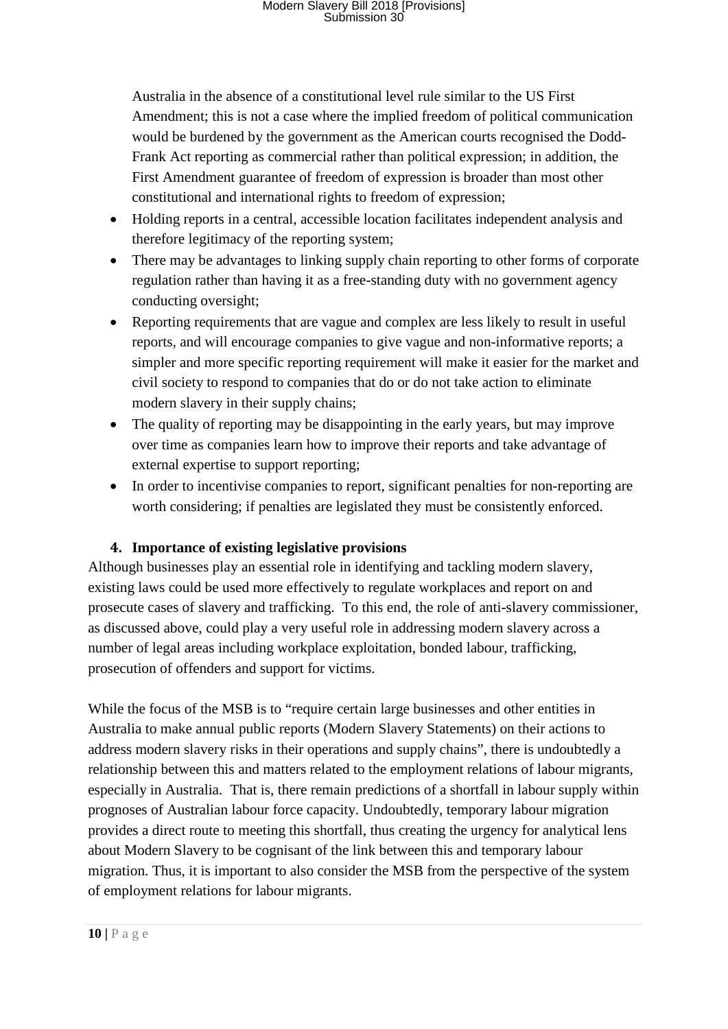Australia in the absence of a constitutional level rule similar to the US First Amendment; this is not a case where the implied freedom of political communication would be burdened by the government as the American courts recognised the Dodd-Frank Act reporting as commercial rather than political expression; in addition, the First Amendment guarantee of freedom of expression is broader than most other constitutional and international rights to freedom of expression;

- Holding reports in a central, accessible location facilitates independent analysis and therefore legitimacy of the reporting system;
- There may be advantages to linking supply chain reporting to other forms of corporate regulation rather than having it as a free-standing duty with no government agency conducting oversight;
- Reporting requirements that are vague and complex are less likely to result in useful reports, and will encourage companies to give vague and non-informative reports; a simpler and more specific reporting requirement will make it easier for the market and civil society to respond to companies that do or do not take action to eliminate modern slavery in their supply chains;
- The quality of reporting may be disappointing in the early years, but may improve over time as companies learn how to improve their reports and take advantage of external expertise to support reporting;
- In order to incentivise companies to report, significant penalties for non-reporting are worth considering; if penalties are legislated they must be consistently enforced.

## 4. Importance of existing legislative provisions

Although businesses play an essential role in identifying and tackling modern slavery, existing laws could be used more effectively to regulate workplaces and report on and prosecute cases of slavery and trafficking. To this end, the role of anti-slavery commissioner, as discussed above, could play a very useful role in addressing modern slavery across a number of legal areas including workplace exploitation, bonded labour, trafficking, prosecution of offenders and support for victims.

While the focus of the MSB is to "require certain large businesses and other entities in Australia to make annual public reports (Modern Slavery Statements) on their actions to address modern slavery risks in their operations and supply chains", there is undoubtedly a relationship between this and matters related to the employment relations of labour migrants, especially in Australia. That is, there remain predictions of a shortfall in labour supply within prognoses of Australian labour force capacity. Undoubtedly, temporary labour migration provides a direct route to meeting this shortfall, thus creating the urgency for analytical lens about Modern Slavery to be cognisant of the link between this and temporary labour migration. Thus, it is important to also consider the MSB from the perspective of the system of employment relations for labour migrants.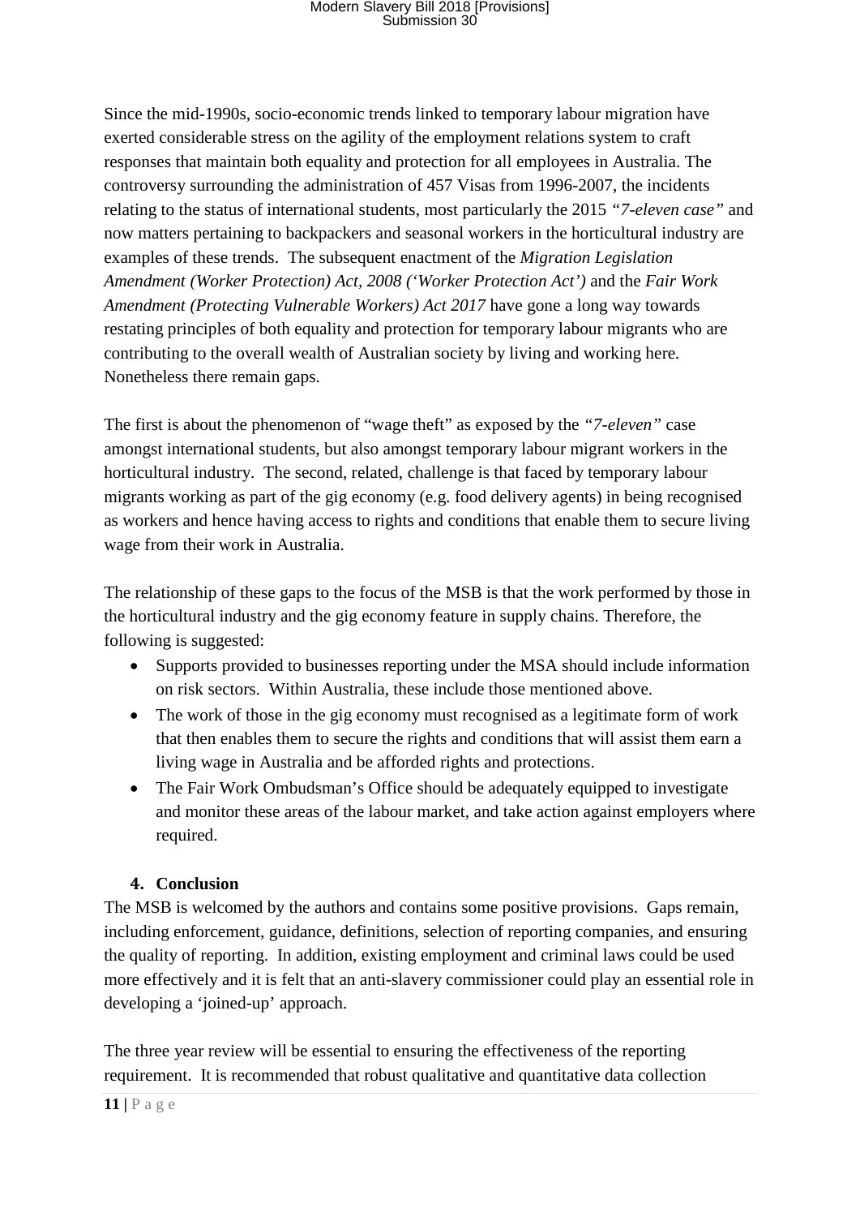Since the mid-1990s, socio-economic trends linked to temporary labour migration have exerted considerable stress on the agility of the employment relations system to craft responses that maintain both equality and protection for all employees in Australia. The controversy surrounding the administration of 457 Visas from 1996-2007, the incidents relating to the status of international students, most particularly the 2015 *"7-eleven case"* and now matters pertaining to backpackers and seasonal workers in the horticultural industry are examples of these trends. The subsequent enactment of the *Migration Legislation Amendment (Worker Protection) Act, 2008 ('Worker Protection Act')* and the *Fair Work Amendment (Protecting Vulnerable Workers) Act 2017* have gone a long way towards restating principles of both equality and protection for temporary labour migrants who are contributing to the overall wealth of Australian society by living and working here. Nonetheless there remain gaps.

The first is about the phenomenon of "wage theft" as exposed by the *"7-eleven"* case amongst international students, but also amongst temporary labour migrant workers in the horticultural industry. The second, related, challenge is that faced by temporary labour migrants working as part of the gig economy (e.g. food delivery agents) in being recognised as workers and hence having access to rights and conditions that enable them to secure living wage from their work in Australia.

The relationship of these gaps to the focus of the MSB is that the work performed by those in the horticultural industry and the gig economy feature in supply chains. Therefore, the following is suggested:

- Supports provided to businesses reporting under the MSA should include information on risk sectors. Within Australia, these include those mentioned above.
- The work of those in the gig economy must recognised as a legitimate form of work that then enables them to secure the rights and conditions that will assist them earn a living wage in Australia and be afforded rights and protections.
- The Fair Work Ombudsman's Office should be adequately equipped to investigate and monitor these areas of the labour market, and take action against employers where required.

## 4. Conclusion

The MSB is welcomed by the authors and contains some positive provisions. Gaps remain, including enforcement, guidance, definitions, selection of reporting companies, and ensuring the quality of reporting. In addition, existing employment and criminal laws could be used more effectively and it is felt that an anti-slavery commissioner could play an essential role in developing a 'joined-up' approach.

The three year review will be essential to ensuring the effectiveness of the reporting requirement. It is recommended that robust qualitative and quantitative data collection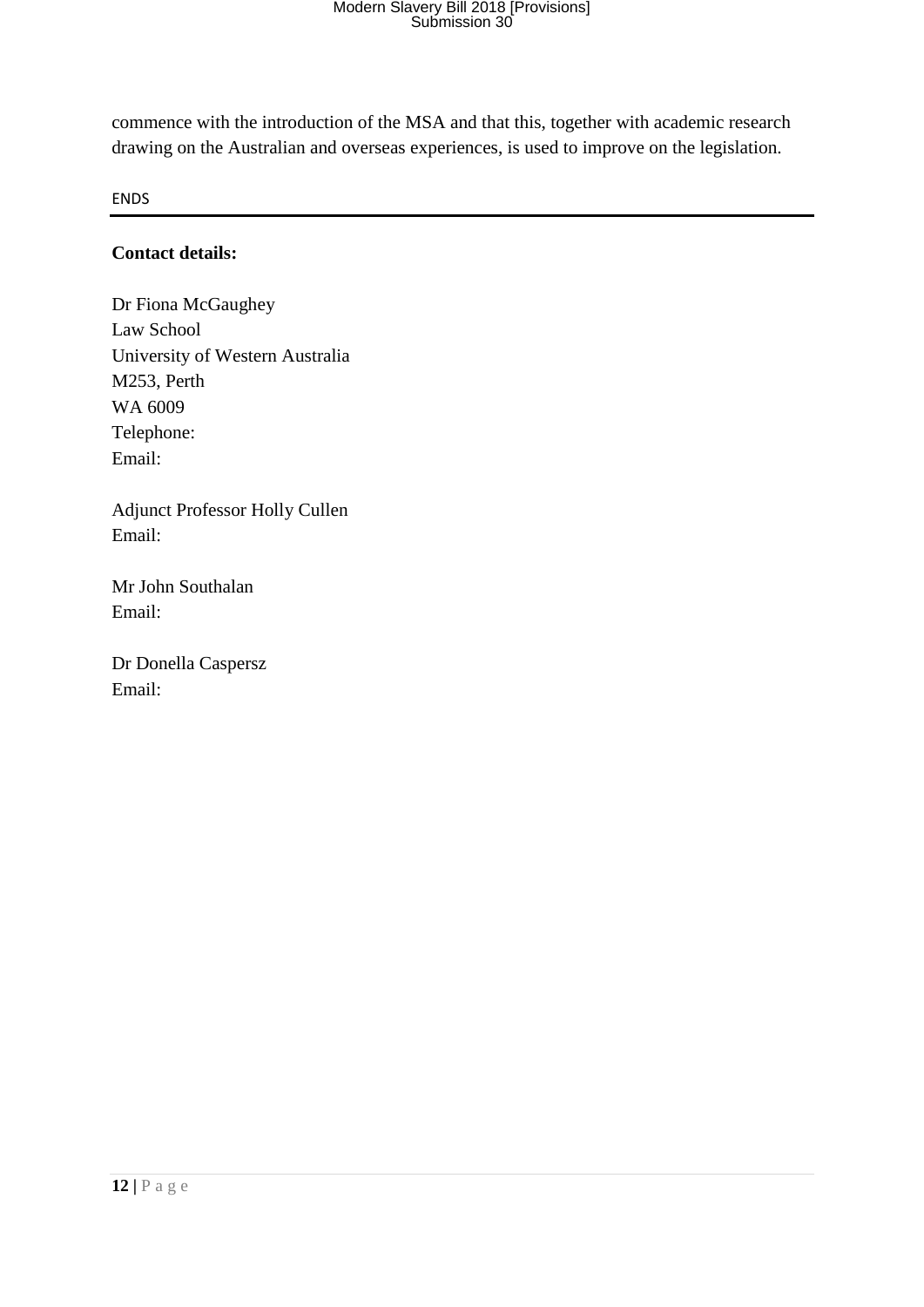commence with the introduction of the MSA and that this, together with academic research drawing on the Australian and overseas experiences, is used to improve on the legislation.

ENDS

---

**Contact details:**

Dr Fiona McGaughey
Law School
University of Western Australia
M253, Perth
WA 6009
Telephone:
Email:

Adjunct Professor Holly Cullen
Email:

Mr John Southalan
Email:

Dr Donella Caspersz
Email: